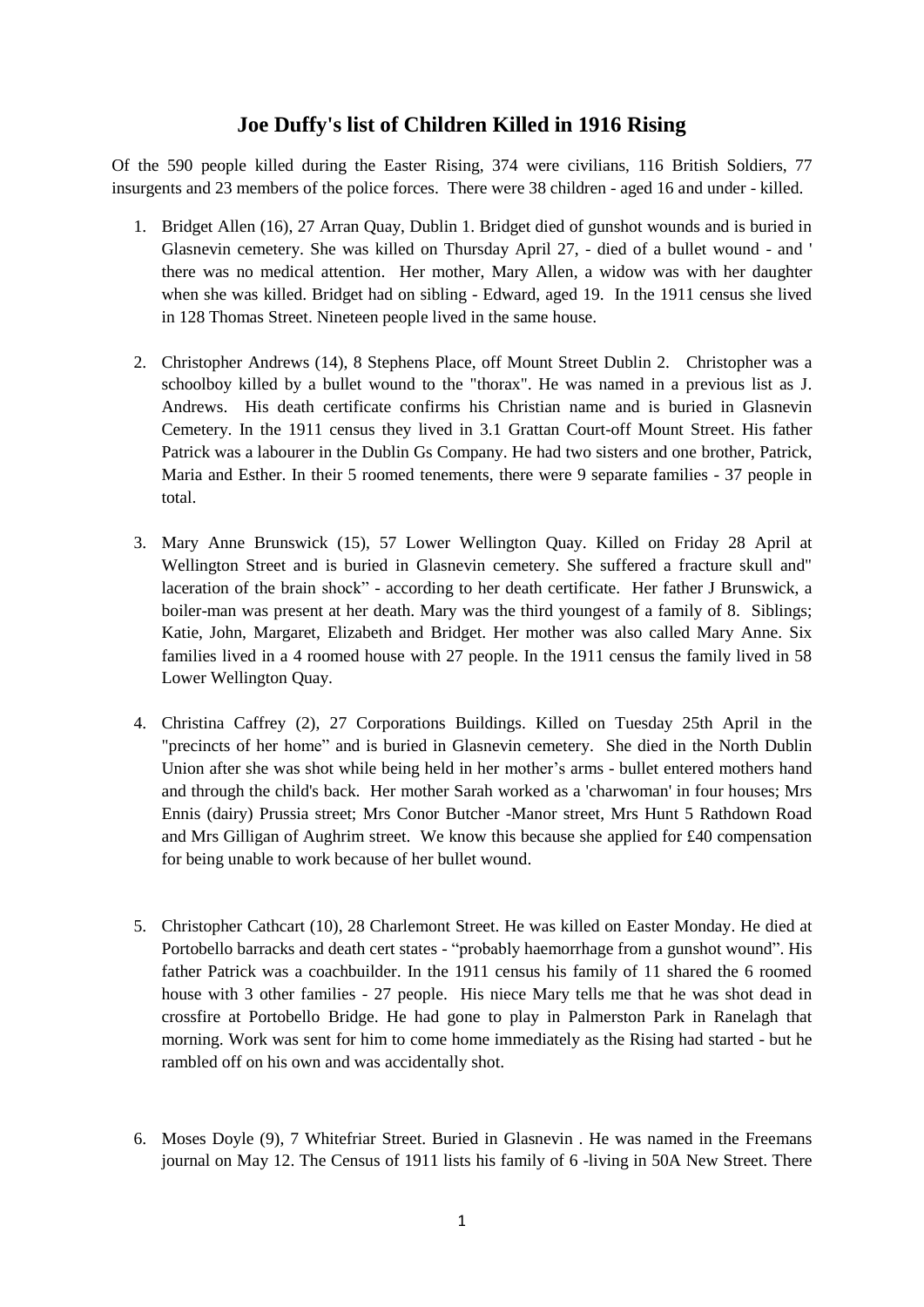# Joe Duffy's list of Children Killed in 1916 Rising

Of the 590 people killed during the Easter Rising, 374 were civilians, 116 British Soldiers, 77 insurgents and 23 members of the police forces. There were 38 children - aged 16 and under - killed.

1. Bridget Allen (16), 27 Arran Quay, Dublin 1. Bridget died of gunshot wounds and is buried in Glasnevin cemetery. She was killed on Thursday April 27, - died of a bullet wound - and ' there was no medical attention. Her mother, Mary Allen, a widow was with her daughter when she was killed. Bridget had on sibling - Edward, aged 19. In the 1911 census she lived in 128 Thomas Street. Nineteen people lived in the same house.

2. Christopher Andrews (14), 8 Stephens Place, off Mount Street Dublin 2. Christopher was a schoolboy killed by a bullet wound to the "thorax". He was named in a previous list as J. Andrews. His death certificate confirms his Christian name and is buried in Glasnevin Cemetery. In the 1911 census they lived in 3.1 Grattan Court-off Mount Street. His father Patrick was a labourer in the Dublin Gs Company. He had two sisters and one brother, Patrick, Maria and Esther. In their 5 roomed tenements, there were 9 separate families - 37 people in total.

3. Mary Anne Brunswick (15), 57 Lower Wellington Quay. Killed on Friday 28 April at Wellington Street and is buried in Glasnevin cemetery. She suffered a fracture skull and" laceration of the brain shock" - according to her death certificate. Her father J Brunswick, a boiler-man was present at her death. Mary was the third youngest of a family of 8. Siblings; Katie, John, Margaret, Elizabeth and Bridget. Her mother was also called Mary Anne. Six families lived in a 4 roomed house with 27 people. In the 1911 census the family lived in 58 Lower Wellington Quay.

4. Christina Caffrey (2), 27 Corporations Buildings. Killed on Tuesday 25th April in the "precincts of her home" and is buried in Glasnevin cemetery. She died in the North Dublin Union after she was shot while being held in her mother's arms - bullet entered mothers hand and through the child's back. Her mother Sarah worked as a 'charwoman' in four houses; Mrs Ennis (dairy) Prussia street; Mrs Conor Butcher -Manor street, Mrs Hunt 5 Rathdown Road and Mrs Gilligan of Aughrim street. We know this because she applied for £40 compensation for being unable to work because of her bullet wound.

5. Christopher Cathcart (10), 28 Charlemont Street. He was killed on Easter Monday. He died at Portobello barracks and death cert states - "probably haemorrhage from a gunshot wound". His father Patrick was a coachbuilder. In the 1911 census his family of 11 shared the 6 roomed house with 3 other families - 27 people. His niece Mary tells me that he was shot dead in crossfire at Portobello Bridge. He had gone to play in Palmerston Park in Ranelagh that morning. Work was sent for him to come home immediately as the Rising had started - but he rambled off on his own and was accidentally shot.

6. Moses Doyle (9), 7 Whitefriar Street. Buried in Glasnevin . He was named in the Freemans journal on May 12. The Census of 1911 lists his family of 6 -living in 50A New Street. There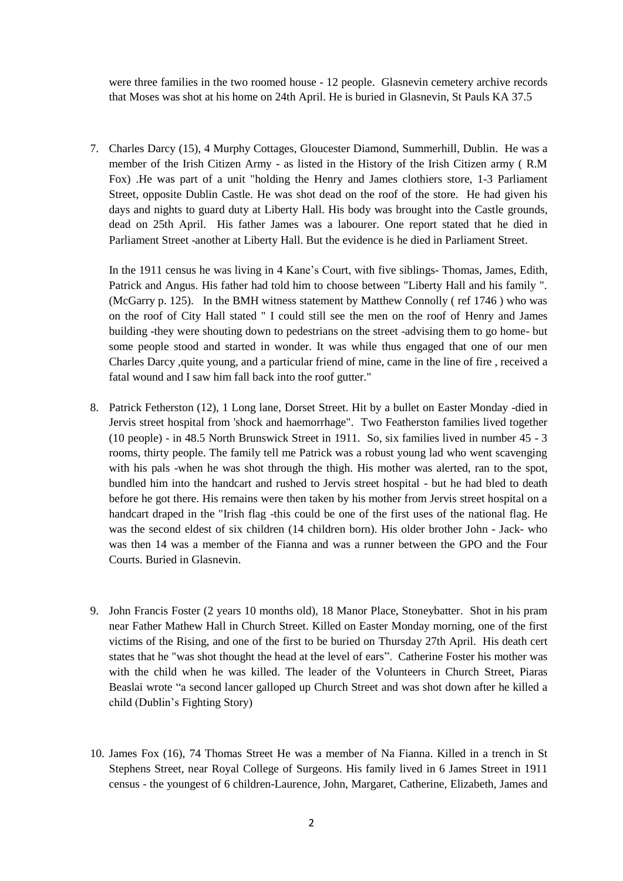were three families in the two roomed house - 12 people. Glasnevin cemetery archive records that Moses was shot at his home on 24th April. He is buried in Glasnevin, St Pauls KA 37.5

7. Charles Darcy (15), 4 Murphy Cottages, Gloucester Diamond, Summerhill, Dublin. He was a member of the Irish Citizen Army - as listed in the History of the Irish Citizen army ( R.M Fox) .He was part of a unit "holding the Henry and James clothiers store, 1-3 Parliament Street, opposite Dublin Castle. He was shot dead on the roof of the store. He had given his days and nights to guard duty at Liberty Hall. His body was brought into the Castle grounds, dead on 25th April. His father James was a labourer. One report stated that he died in Parliament Street -another at Liberty Hall. But the evidence is he died in Parliament Street.

   In the 1911 census he was living in 4 Kane's Court, with five siblings- Thomas, James, Edith, Patrick and Angus. His father had told him to choose between "Liberty Hall and his family ". (McGarry p. 125). In the BMH witness statement by Matthew Connolly ( ref 1746 ) who was on the roof of City Hall stated " I could still see the men on the roof of Henry and James building -they were shouting down to pedestrians on the street -advising them to go home- but some people stood and started in wonder. It was while thus engaged that one of our men Charles Darcy ,quite young, and a particular friend of mine, came in the line of fire , received a fatal wound and I saw him fall back into the roof gutter."

8. Patrick Fetherston (12), 1 Long lane, Dorset Street. Hit by a bullet on Easter Monday -died in Jervis street hospital from 'shock and haemorrhage". Two Featherston families lived together (10 people) - in 48.5 North Brunswick Street in 1911. So, six families lived in number 45 - 3 rooms, thirty people. The family tell me Patrick was a robust young lad who went scavenging with his pals -when he was shot through the thigh. His mother was alerted, ran to the spot, bundled him into the handcart and rushed to Jervis street hospital - but he had bled to death before he got there. His remains were then taken by his mother from Jervis street hospital on a handcart draped in the "Irish flag -this could be one of the first uses of the national flag. He was the second eldest of six children (14 children born). His older brother John - Jack- who was then 14 was a member of the Fianna and was a runner between the GPO and the Four Courts. Buried in Glasnevin.

9. John Francis Foster (2 years 10 months old), 18 Manor Place, Stoneybatter. Shot in his pram near Father Mathew Hall in Church Street. Killed on Easter Monday morning, one of the first victims of the Rising, and one of the first to be buried on Thursday 27th April. His death cert states that he "was shot thought the head at the level of ears". Catherine Foster his mother was with the child when he was killed. The leader of the Volunteers in Church Street, Piaras Beaslai wrote "a second lancer galloped up Church Street and was shot down after he killed a child (Dublin's Fighting Story)

10. James Fox (16), 74 Thomas Street He was a member of Na Fianna. Killed in a trench in St Stephens Street, near Royal College of Surgeons. His family lived in 6 James Street in 1911 census - the youngest of 6 children-Laurence, John, Margaret, Catherine, Elizabeth, James and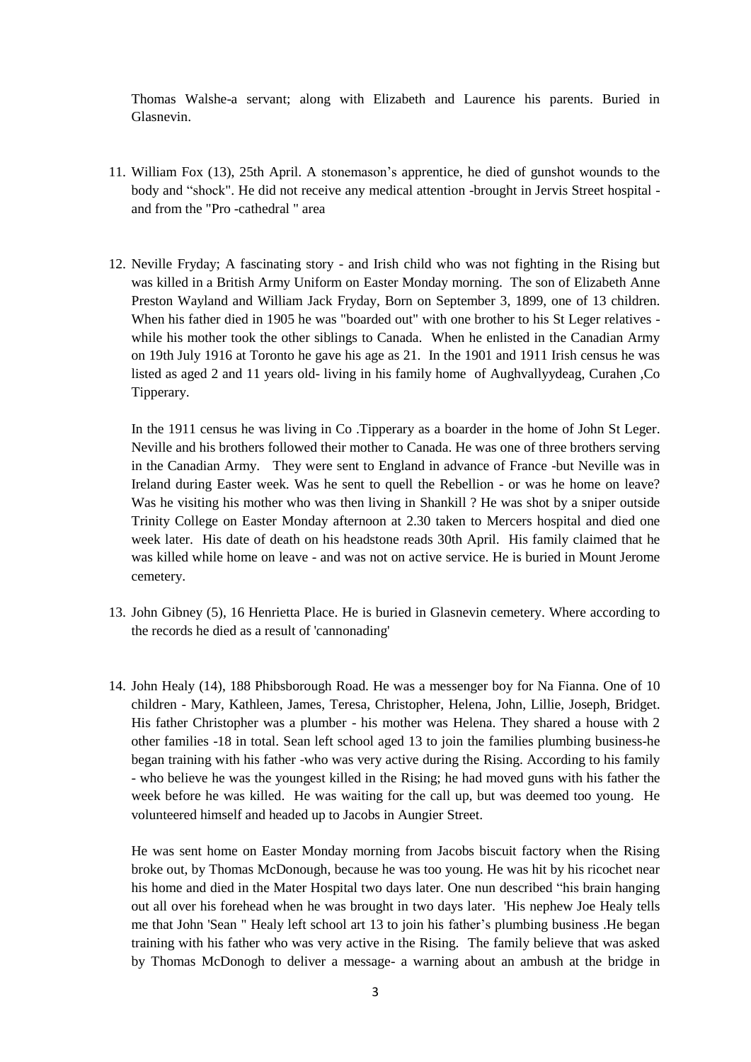Thomas Walshe-a servant; along with Elizabeth and Laurence his parents. Buried in Glasnevin.

11. William Fox (13), 25th April. A stonemason's apprentice, he died of gunshot wounds to the body and "shock". He did not receive any medical attention -brought in Jervis Street hospital - and from the "Pro -cathedral " area

12. Neville Fryday; A fascinating story - and Irish child who was not fighting in the Rising but was killed in a British Army Uniform on Easter Monday morning. The son of Elizabeth Anne Preston Wayland and William Jack Fryday, Born on September 3, 1899, one of 13 children. When his father died in 1905 he was "boarded out" with one brother to his St Leger relatives - while his mother took the other siblings to Canada. When he enlisted in the Canadian Army on 19th July 1916 at Toronto he gave his age as 21. In the 1901 and 1911 Irish census he was listed as aged 2 and 11 years old- living in his family home of Aughvallyydeag, Curahen ,Co Tipperary.

    In the 1911 census he was living in Co .Tipperary as a boarder in the home of John St Leger. Neville and his brothers followed their mother to Canada. He was one of three brothers serving in the Canadian Army. They were sent to England in advance of France -but Neville was in Ireland during Easter week. Was he sent to quell the Rebellion - or was he home on leave? Was he visiting his mother who was then living in Shankill ? He was shot by a sniper outside Trinity College on Easter Monday afternoon at 2.30 taken to Mercers hospital and died one week later. His date of death on his headstone reads 30th April. His family claimed that he was killed while home on leave - and was not on active service. He is buried in Mount Jerome cemetery.

13. John Gibney (5), 16 Henrietta Place. He is buried in Glasnevin cemetery. Where according to the records he died as a result of 'cannonading'

14. John Healy (14), 188 Phibsborough Road. He was a messenger boy for Na Fianna. One of 10 children - Mary, Kathleen, James, Teresa, Christopher, Helena, John, Lillie, Joseph, Bridget. His father Christopher was a plumber - his mother was Helena. They shared a house with 2 other families -18 in total. Sean left school aged 13 to join the families plumbing business-he began training with his father -who was very active during the Rising. According to his family - who believe he was the youngest killed in the Rising; he had moved guns with his father the week before he was killed. He was waiting for the call up, but was deemed too young. He volunteered himself and headed up to Jacobs in Aungier Street.

    He was sent home on Easter Monday morning from Jacobs biscuit factory when the Rising broke out, by Thomas McDonough, because he was too young. He was hit by his ricochet near his home and died in the Mater Hospital two days later. One nun described "his brain hanging out all over his forehead when he was brought in two days later. 'His nephew Joe Healy tells me that John 'Sean " Healy left school art 13 to join his father's plumbing business .He began training with his father who was very active in the Rising. The family believe that was asked by Thomas McDonogh to deliver a message- a warning about an ambush at the bridge in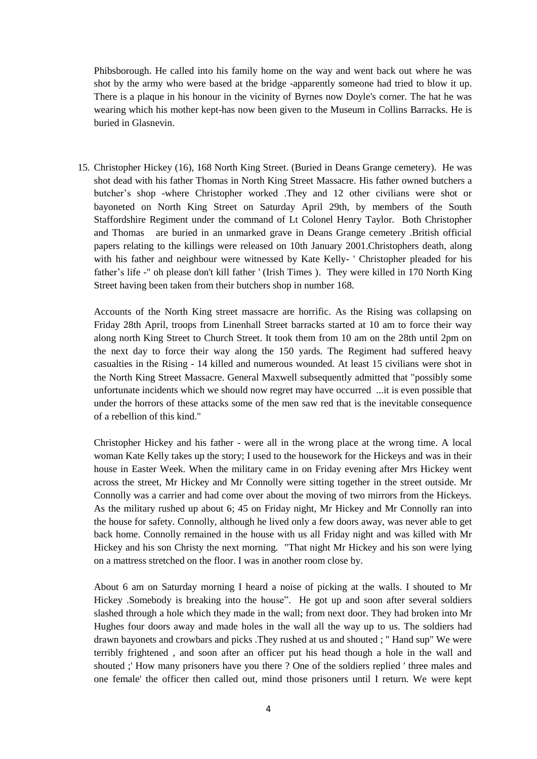Phibsborough. He called into his family home on the way and went back out where he was shot by the army who were based at the bridge -apparently someone had tried to blow it up. There is a plaque in his honour in the vicinity of Byrnes now Doyle's corner. The hat he was wearing which his mother kept-has now been given to the Museum in Collins Barracks. He is buried in Glasnevin.

15. Christopher Hickey (16), 168 North King Street. (Buried in Deans Grange cemetery). He was shot dead with his father Thomas in North King Street Massacre. His father owned butchers a butcher's shop -where Christopher worked .They and 12 other civilians were shot or bayoneted on North King Street on Saturday April 29th, by members of the South Staffordshire Regiment under the command of Lt Colonel Henry Taylor. Both Christopher and Thomas are buried in an unmarked grave in Deans Grange cemetery .British official papers relating to the killings were released on 10th January 2001.Christophers death, along with his father and neighbour were witnessed by Kate Kelly- ' Christopher pleaded for his father's life -" oh please don't kill father ' (Irish Times ). They were killed in 170 North King Street having been taken from their butchers shop in number 168.

    Accounts of the North King street massacre are horrific. As the Rising was collapsing on Friday 28th April, troops from Linenhall Street barracks started at 10 am to force their way along north King Street to Church Street. It took them from 10 am on the 28th until 2pm on the next day to force their way along the 150 yards. The Regiment had suffered heavy casualties in the Rising - 14 killed and numerous wounded. At least 15 civilians were shot in the North King Street Massacre. General Maxwell subsequently admitted that "possibly some unfortunate incidents which we should now regret may have occurred ...it is even possible that under the horrors of these attacks some of the men saw red that is the inevitable consequence of a rebellion of this kind."

    Christopher Hickey and his father - were all in the wrong place at the wrong time. A local woman Kate Kelly takes up the story; I used to the housework for the Hickeys and was in their house in Easter Week. When the military came in on Friday evening after Mrs Hickey went across the street, Mr Hickey and Mr Connolly were sitting together in the street outside. Mr Connolly was a carrier and had come over about the moving of two mirrors from the Hickeys. As the military rushed up about 6; 45 on Friday night, Mr Hickey and Mr Connolly ran into the house for safety. Connolly, although he lived only a few doors away, was never able to get back home. Connolly remained in the house with us all Friday night and was killed with Mr Hickey and his son Christy the next morning. "That night Mr Hickey and his son were lying on a mattress stretched on the floor. I was in another room close by.

    About 6 am on Saturday morning I heard a noise of picking at the walls. I shouted to Mr Hickey .Somebody is breaking into the house". He got up and soon after several soldiers slashed through a hole which they made in the wall; from next door. They had broken into Mr Hughes four doors away and made holes in the wall all the way up to us. The soldiers had drawn bayonets and crowbars and picks .They rushed at us and shouted ; " Hand sup" We were terribly frightened , and soon after an officer put his head though a hole in the wall and shouted ;' How many prisoners have you there ? One of the soldiers replied ' three males and one female' the officer then called out, mind those prisoners until I return. We were kept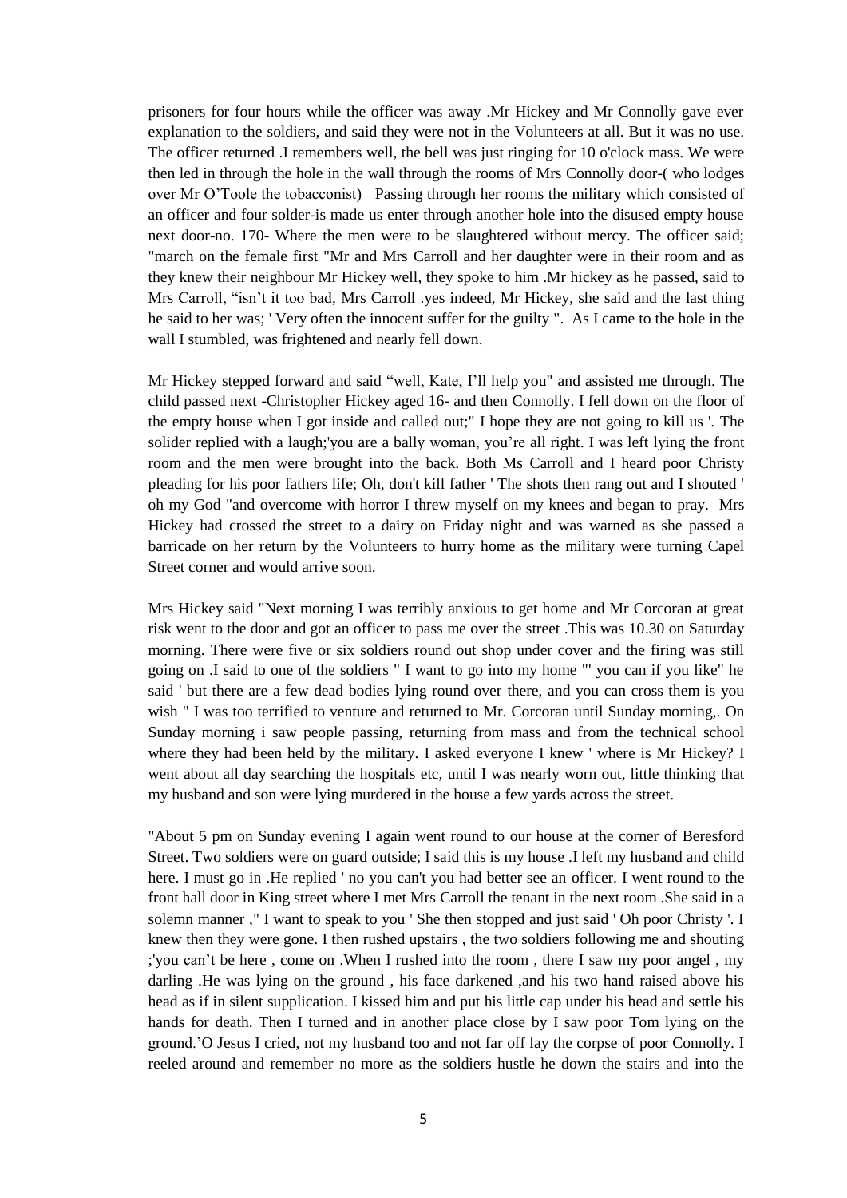prisoners for four hours while the officer was away .Mr Hickey and Mr Connolly gave ever explanation to the soldiers, and said they were not in the Volunteers at all. But it was no use. The officer returned .I remembers well, the bell was just ringing for 10 o'clock mass. We were then led in through the hole in the wall through the rooms of Mrs Connolly door-( who lodges over Mr O'Toole the tobacconist) Passing through her rooms the military which consisted of an officer and four solder-is made us enter through another hole into the disused empty house next door-no. 170- Where the men were to be slaughtered without mercy. The officer said; "march on the female first "Mr and Mrs Carroll and her daughter were in their room and as they knew their neighbour Mr Hickey well, they spoke to him .Mr hickey as he passed, said to Mrs Carroll, "isn't it too bad, Mrs Carroll .yes indeed, Mr Hickey, she said and the last thing he said to her was; ' Very often the innocent suffer for the guilty ". As I came to the hole in the wall I stumbled, was frightened and nearly fell down.

Mr Hickey stepped forward and said "well, Kate, I'll help you" and assisted me through. The child passed next -Christopher Hickey aged 16- and then Connolly. I fell down on the floor of the empty house when I got inside and called out;" I hope they are not going to kill us '. The solider replied with a laugh;'you are a bally woman, you're all right. I was left lying the front room and the men were brought into the back. Both Ms Carroll and I heard poor Christy pleading for his poor fathers life; Oh, don't kill father ' The shots then rang out and I shouted ' oh my God "and overcome with horror I threw myself on my knees and began to pray. Mrs Hickey had crossed the street to a dairy on Friday night and was warned as she passed a barricade on her return by the Volunteers to hurry home as the military were turning Capel Street corner and would arrive soon.

Mrs Hickey said "Next morning I was terribly anxious to get home and Mr Corcoran at great risk went to the door and got an officer to pass me over the street .This was 10.30 on Saturday morning. There were five or six soldiers round out shop under cover and the firing was still going on .I said to one of the soldiers " I want to go into my home "' you can if you like" he said ' but there are a few dead bodies lying round over there, and you can cross them is you wish " I was too terrified to venture and returned to Mr. Corcoran until Sunday morning,. On Sunday morning i saw people passing, returning from mass and from the technical school where they had been held by the military. I asked everyone I knew ' where is Mr Hickey? I went about all day searching the hospitals etc, until I was nearly worn out, little thinking that my husband and son were lying murdered in the house a few yards across the street.

"About 5 pm on Sunday evening I again went round to our house at the corner of Beresford Street. Two soldiers were on guard outside; I said this is my house .I left my husband and child here. I must go in .He replied ' no you can't you had better see an officer. I went round to the front hall door in King street where I met Mrs Carroll the tenant in the next room .She said in a solemn manner ," I want to speak to you ' She then stopped and just said ' Oh poor Christy '. I knew then they were gone. I then rushed upstairs , the two soldiers following me and shouting ;'you can't be here , come on .When I rushed into the room , there I saw my poor angel , my darling .He was lying on the ground , his face darkened ,and his two hand raised above his head as if in silent supplication. I kissed him and put his little cap under his head and settle his hands for death. Then I turned and in another place close by I saw poor Tom lying on the ground.'O Jesus I cried, not my husband too and not far off lay the corpse of poor Connolly. I reeled around and remember no more as the soldiers hustle he down the stairs and into the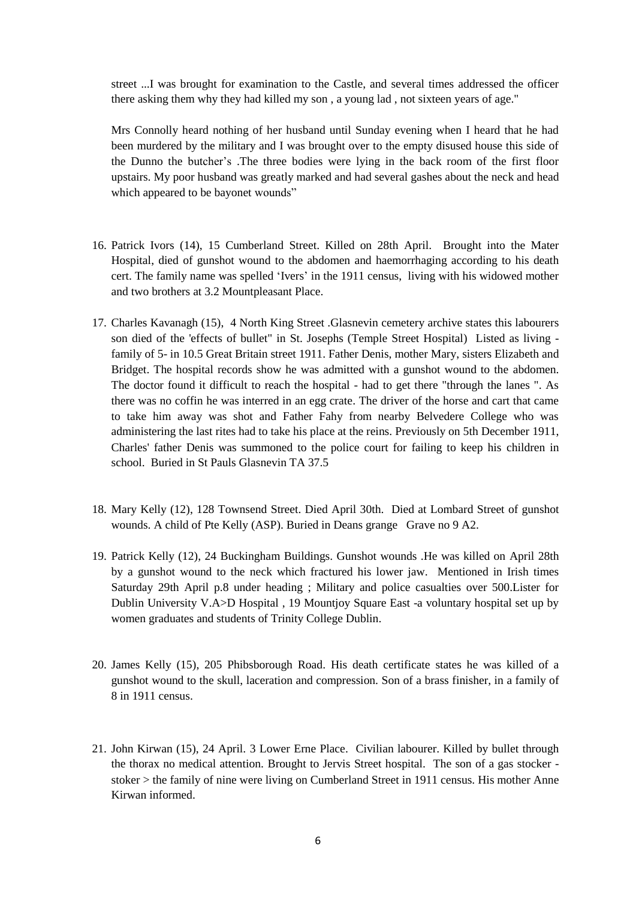street ...I was brought for examination to the Castle, and several times addressed the officer there asking them why they had killed my son , a young lad , not sixteen years of age."

Mrs Connolly heard nothing of her husband until Sunday evening when I heard that he had been murdered by the military and I was brought over to the empty disused house this side of the Dunno the butcher's .The three bodies were lying in the back room of the first floor upstairs. My poor husband was greatly marked and had several gashes about the neck and head which appeared to be bayonet wounds"

16. Patrick Ivors (14), 15 Cumberland Street. Killed on 28th April. Brought into the Mater Hospital, died of gunshot wound to the abdomen and haemorrhaging according to his death cert. The family name was spelled 'Ivers' in the 1911 census, living with his widowed mother and two brothers at 3.2 Mountpleasant Place.

17. Charles Kavanagh (15), 4 North King Street .Glasnevin cemetery archive states this labourers son died of the 'effects of bullet" in St. Josephs (Temple Street Hospital) Listed as living - family of 5- in 10.5 Great Britain street 1911. Father Denis, mother Mary, sisters Elizabeth and Bridget. The hospital records show he was admitted with a gunshot wound to the abdomen. The doctor found it difficult to reach the hospital - had to get there "through the lanes ". As there was no coffin he was interred in an egg crate. The driver of the horse and cart that came to take him away was shot and Father Fahy from nearby Belvedere College who was administering the last rites had to take his place at the reins. Previously on 5th December 1911, Charles' father Denis was summoned to the police court for failing to keep his children in school. Buried in St Pauls Glasnevin TA 37.5

18. Mary Kelly (12), 128 Townsend Street. Died April 30th. Died at Lombard Street of gunshot wounds. A child of Pte Kelly (ASP). Buried in Deans grange Grave no 9 A2.

19. Patrick Kelly (12), 24 Buckingham Buildings. Gunshot wounds .He was killed on April 28th by a gunshot wound to the neck which fractured his lower jaw. Mentioned in Irish times Saturday 29th April p.8 under heading ; Military and police casualties over 500.Lister for Dublin University V.A>D Hospital , 19 Mountjoy Square East -a voluntary hospital set up by women graduates and students of Trinity College Dublin.

20. James Kelly (15), 205 Phibsborough Road. His death certificate states he was killed of a gunshot wound to the skull, laceration and compression. Son of a brass finisher, in a family of 8 in 1911 census.

21. John Kirwan (15), 24 April. 3 Lower Erne Place. Civilian labourer. Killed by bullet through the thorax no medical attention. Brought to Jervis Street hospital. The son of a gas stocker - stoker > the family of nine were living on Cumberland Street in 1911 census. His mother Anne Kirwan informed.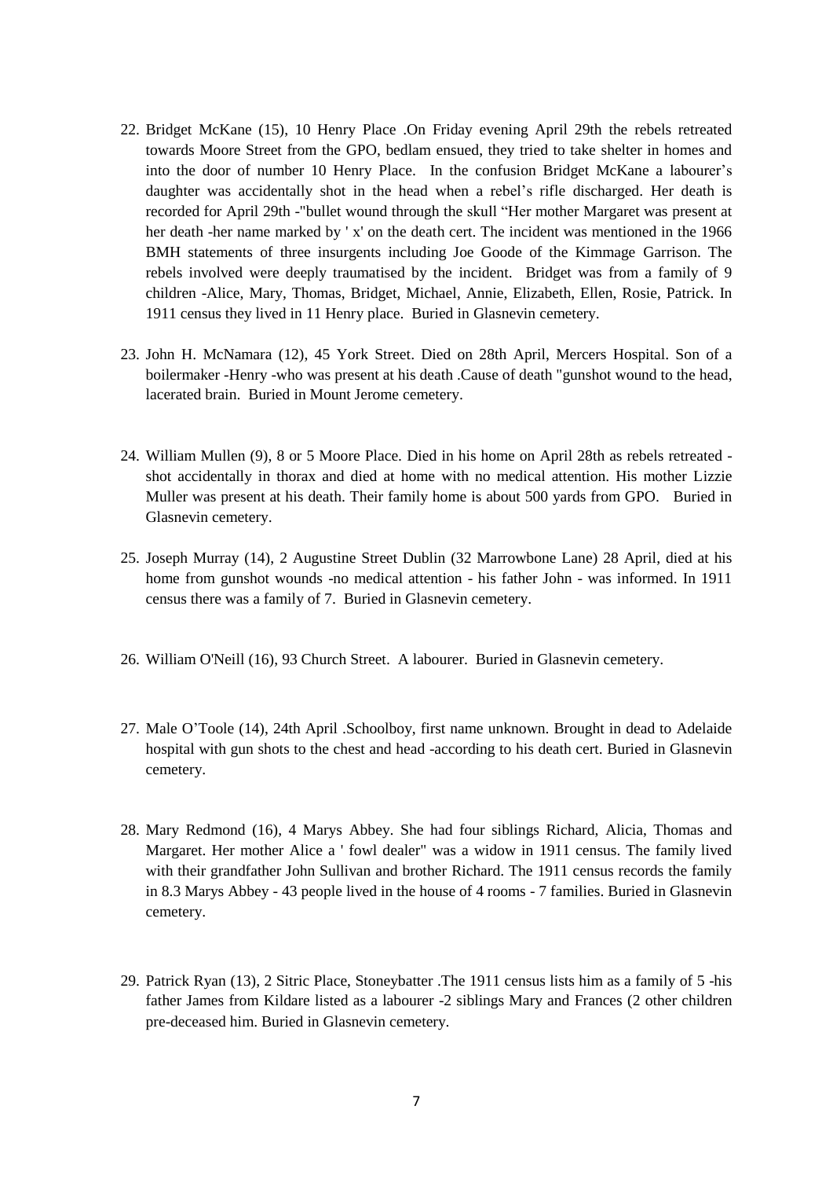22. Bridget McKane (15), 10 Henry Place .On Friday evening April 29th the rebels retreated towards Moore Street from the GPO, bedlam ensued, they tried to take shelter in homes and into the door of number 10 Henry Place. In the confusion Bridget McKane a labourer's daughter was accidentally shot in the head when a rebel's rifle discharged. Her death is recorded for April 29th -"bullet wound through the skull "Her mother Margaret was present at her death -her name marked by ' x' on the death cert. The incident was mentioned in the 1966 BMH statements of three insurgents including Joe Goode of the Kimmage Garrison. The rebels involved were deeply traumatised by the incident. Bridget was from a family of 9 children -Alice, Mary, Thomas, Bridget, Michael, Annie, Elizabeth, Ellen, Rosie, Patrick. In 1911 census they lived in 11 Henry place. Buried in Glasnevin cemetery.

23. John H. McNamara (12), 45 York Street. Died on 28th April, Mercers Hospital. Son of a boilermaker -Henry -who was present at his death .Cause of death "gunshot wound to the head, lacerated brain. Buried in Mount Jerome cemetery.

24. William Mullen (9), 8 or 5 Moore Place. Died in his home on April 28th as rebels retreated - shot accidentally in thorax and died at home with no medical attention. His mother Lizzie Muller was present at his death. Their family home is about 500 yards from GPO. Buried in Glasnevin cemetery.

25. Joseph Murray (14), 2 Augustine Street Dublin (32 Marrowbone Lane) 28 April, died at his home from gunshot wounds -no medical attention - his father John - was informed. In 1911 census there was a family of 7. Buried in Glasnevin cemetery.

26. William O'Neill (16), 93 Church Street. A labourer. Buried in Glasnevin cemetery.

27. Male O'Toole (14), 24th April .Schoolboy, first name unknown. Brought in dead to Adelaide hospital with gun shots to the chest and head -according to his death cert. Buried in Glasnevin cemetery.

28. Mary Redmond (16), 4 Marys Abbey. She had four siblings Richard, Alicia, Thomas and Margaret. Her mother Alice a ' fowl dealer" was a widow in 1911 census. The family lived with their grandfather John Sullivan and brother Richard. The 1911 census records the family in 8.3 Marys Abbey - 43 people lived in the house of 4 rooms - 7 families. Buried in Glasnevin cemetery.

29. Patrick Ryan (13), 2 Sitric Place, Stoneybatter .The 1911 census lists him as a family of 5 -his father James from Kildare listed as a labourer -2 siblings Mary and Frances (2 other children pre-deceased him. Buried in Glasnevin cemetery.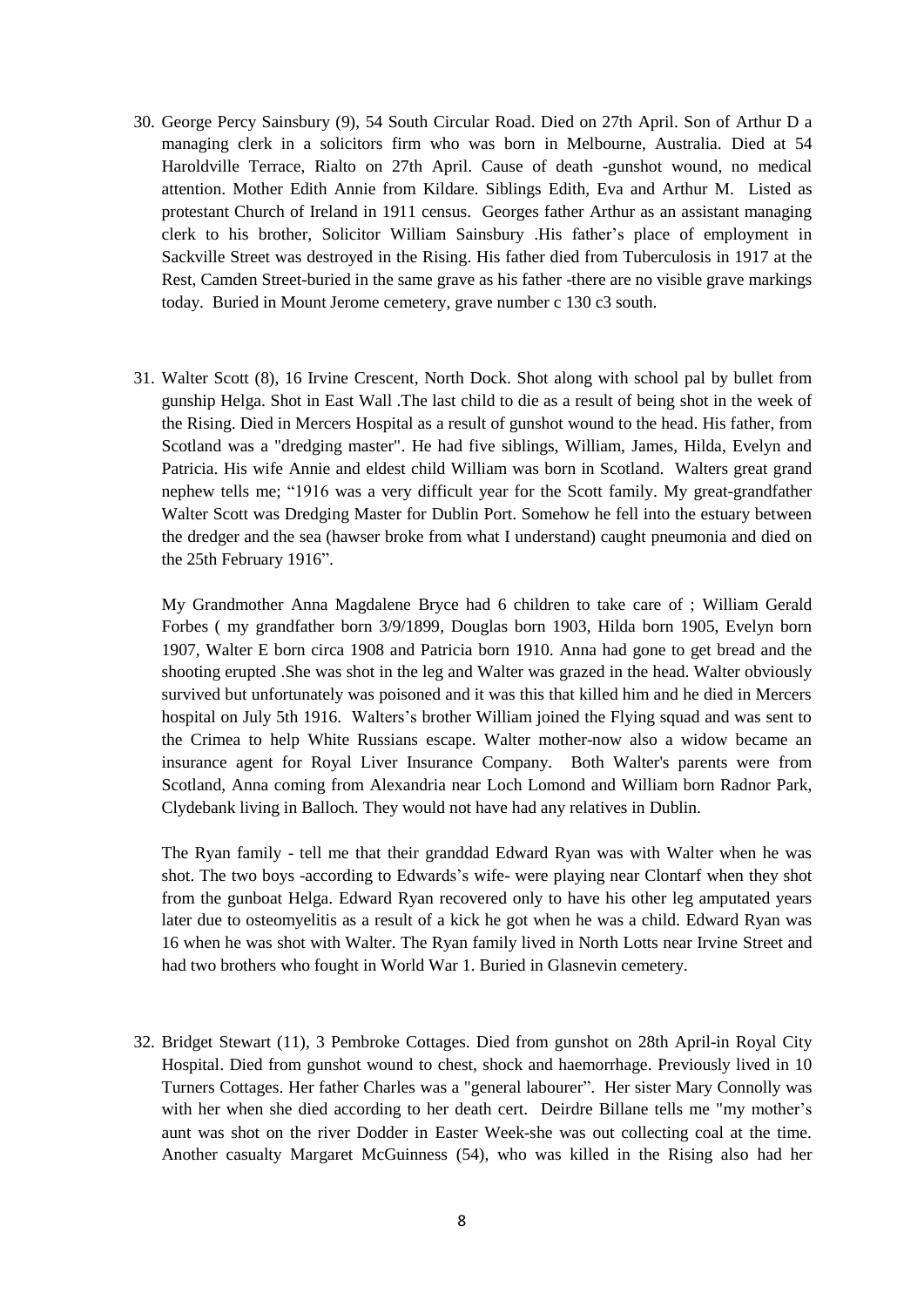30. George Percy Sainsbury (9), 54 South Circular Road. Died on 27th April. Son of Arthur D a managing clerk in a solicitors firm who was born in Melbourne, Australia. Died at 54 Haroldville Terrace, Rialto on 27th April. Cause of death -gunshot wound, no medical attention. Mother Edith Annie from Kildare. Siblings Edith, Eva and Arthur M. Listed as protestant Church of Ireland in 1911 census. Georges father Arthur as an assistant managing clerk to his brother, Solicitor William Sainsbury .His father's place of employment in Sackville Street was destroyed in the Rising. His father died from Tuberculosis in 1917 at the Rest, Camden Street-buried in the same grave as his father -there are no visible grave markings today. Buried in Mount Jerome cemetery, grave number c 130 c3 south.

31. Walter Scott (8), 16 Irvine Crescent, North Dock. Shot along with school pal by bullet from gunship Helga. Shot in East Wall .The last child to die as a result of being shot in the week of the Rising. Died in Mercers Hospital as a result of gunshot wound to the head. His father, from Scotland was a "dredging master". He had five siblings, William, James, Hilda, Evelyn and Patricia. His wife Annie and eldest child William was born in Scotland. Walters great grand nephew tells me; "1916 was a very difficult year for the Scott family. My great-grandfather Walter Scott was Dredging Master for Dublin Port. Somehow he fell into the estuary between the dredger and the sea (hawser broke from what I understand) caught pneumonia and died on the 25th February 1916".

    My Grandmother Anna Magdalene Bryce had 6 children to take care of ; William Gerald Forbes ( my grandfather born 3/9/1899, Douglas born 1903, Hilda born 1905, Evelyn born 1907, Walter E born circa 1908 and Patricia born 1910. Anna had gone to get bread and the shooting erupted .She was shot in the leg and Walter was grazed in the head. Walter obviously survived but unfortunately was poisoned and it was this that killed him and he died in Mercers hospital on July 5th 1916. Walters's brother William joined the Flying squad and was sent to the Crimea to help White Russians escape. Walter mother-now also a widow became an insurance agent for Royal Liver Insurance Company. Both Walter's parents were from Scotland, Anna coming from Alexandria near Loch Lomond and William born Radnor Park, Clydebank living in Balloch. They would not have had any relatives in Dublin.

    The Ryan family - tell me that their granddad Edward Ryan was with Walter when he was shot. The two boys -according to Edwards's wife- were playing near Clontarf when they shot from the gunboat Helga. Edward Ryan recovered only to have his other leg amputated years later due to osteomyelitis as a result of a kick he got when he was a child. Edward Ryan was 16 when he was shot with Walter. The Ryan family lived in North Lotts near Irvine Street and had two brothers who fought in World War 1. Buried in Glasnevin cemetery.

32. Bridget Stewart (11), 3 Pembroke Cottages. Died from gunshot on 28th April-in Royal City Hospital. Died from gunshot wound to chest, shock and haemorrhage. Previously lived in 10 Turners Cottages. Her father Charles was a "general labourer". Her sister Mary Connolly was with her when she died according to her death cert. Deirdre Billane tells me "my mother's aunt was shot on the river Dodder in Easter Week-she was out collecting coal at the time. Another casualty Margaret McGuinness (54), who was killed in the Rising also had her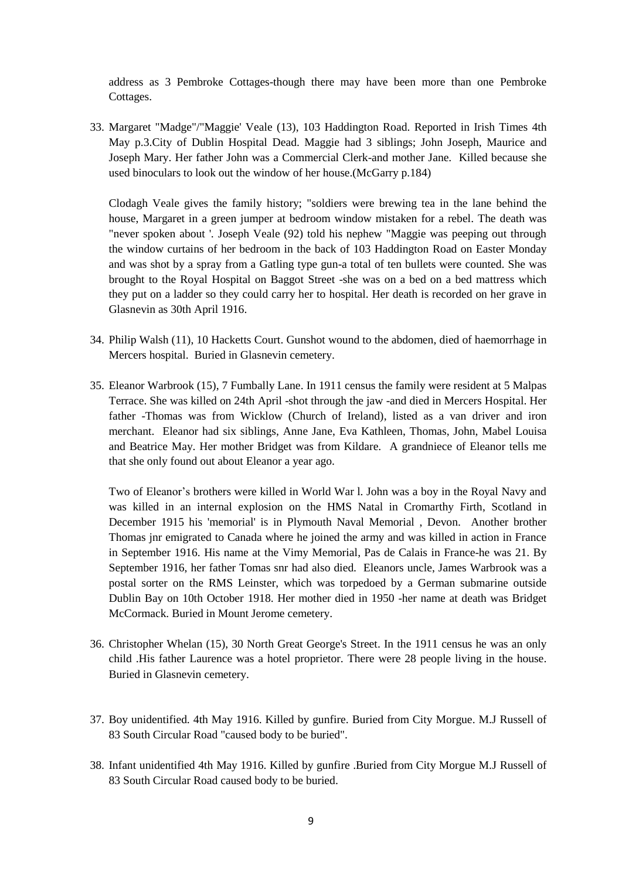address as 3 Pembroke Cottages-though there may have been more than one Pembroke Cottages.

33. Margaret "Madge"/"Maggie' Veale (13), 103 Haddington Road. Reported in Irish Times 4th May p.3.City of Dublin Hospital Dead. Maggie had 3 siblings; John Joseph, Maurice and Joseph Mary. Her father John was a Commercial Clerk-and mother Jane. Killed because she used binoculars to look out the window of her house.(McGarry p.184)

    Clodagh Veale gives the family history; "soldiers were brewing tea in the lane behind the house, Margaret in a green jumper at bedroom window mistaken for a rebel. The death was "never spoken about '. Joseph Veale (92) told his nephew "Maggie was peeping out through the window curtains of her bedroom in the back of 103 Haddington Road on Easter Monday and was shot by a spray from a Gatling type gun-a total of ten bullets were counted. She was brought to the Royal Hospital on Baggot Street -she was on a bed on a bed mattress which they put on a ladder so they could carry her to hospital. Her death is recorded on her grave in Glasnevin as 30th April 1916.

34. Philip Walsh (11), 10 Hacketts Court. Gunshot wound to the abdomen, died of haemorrhage in Mercers hospital. Buried in Glasnevin cemetery.

35. Eleanor Warbrook (15), 7 Fumbally Lane. In 1911 census the family were resident at 5 Malpas Terrace. She was killed on 24th April -shot through the jaw -and died in Mercers Hospital. Her father -Thomas was from Wicklow (Church of Ireland), listed as a van driver and iron merchant. Eleanor had six siblings, Anne Jane, Eva Kathleen, Thomas, John, Mabel Louisa and Beatrice May. Her mother Bridget was from Kildare. A grandniece of Eleanor tells me that she only found out about Eleanor a year ago.

    Two of Eleanor's brothers were killed in World War l. John was a boy in the Royal Navy and was killed in an internal explosion on the HMS Natal in Cromarthy Firth, Scotland in December 1915 his 'memorial' is in Plymouth Naval Memorial , Devon. Another brother Thomas jnr emigrated to Canada where he joined the army and was killed in action in France in September 1916. His name at the Vimy Memorial, Pas de Calais in France-he was 21. By September 1916, her father Tomas snr had also died. Eleanors uncle, James Warbrook was a postal sorter on the RMS Leinster, which was torpedoed by a German submarine outside Dublin Bay on 10th October 1918. Her mother died in 1950 -her name at death was Bridget McCormack. Buried in Mount Jerome cemetery.

36. Christopher Whelan (15), 30 North Great George's Street. In the 1911 census he was an only child .His father Laurence was a hotel proprietor. There were 28 people living in the house. Buried in Glasnevin cemetery.

37. Boy unidentified. 4th May 1916. Killed by gunfire. Buried from City Morgue. M.J Russell of 83 South Circular Road "caused body to be buried".

38. Infant unidentified 4th May 1916. Killed by gunfire .Buried from City Morgue M.J Russell of 83 South Circular Road caused body to be buried.